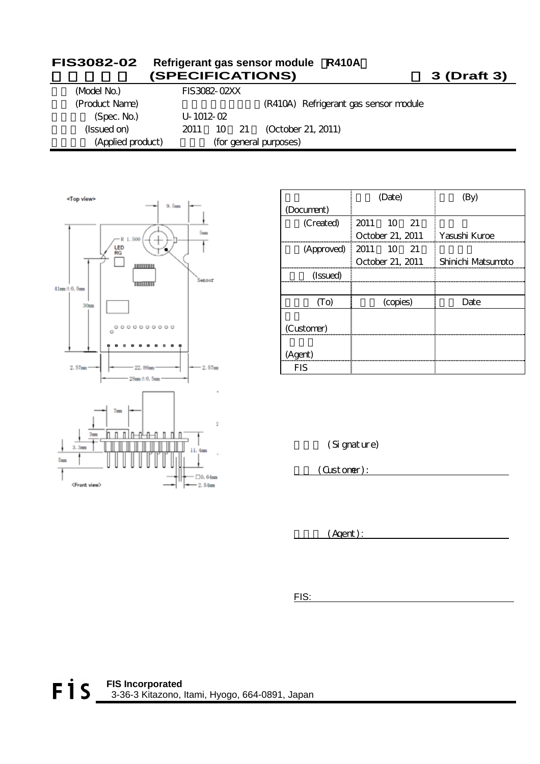# FIS3082-02 Refrigerant gas sensor module (R410A)

## (SPECIFICATIONS) 3 (Draft 3)

| | |
|---|---|
| (Model No.) | FIS3082-02XX |
| (Product Name) | (R410A) Refrigerant gas sensor module |
| (Spec. No.) | U-1012-02 |
| (Issued on) | 2011 10 21 (October 21, 2011) |
| (Applied product) | (for general purposes) |

<Top view>

9.5mm

5mm

R 1.500

LED RG

Sensor

41mm±0.5mm

30mm

2.57mm 22.86mm 2.57mm

28mm±0.5mm

7mm

3mm

3.3mm

5mm

11.4mm

□0.64mm

2.54mm

<Front view>

| (Document) | (Date) | (By) |
|---|---|---|
| (Created) | 2011 10 21 October 21, 2011 | Yasushi Kuroe |
| (Approved) | 2011 10 21 October 21, 2011 | Shinichi Matsumoto |
| (Issued) | | |
| | | |
| (To) | (copies) | Date |
| (Customer) | | |
| (Agent) | | |
| FIS | | |

(Signature)

(Customer):

(Agent):

FIS:

**FIS Incorporated**
3-36-3 Kitazono, Itami, Hyogo, 664-0891, Japan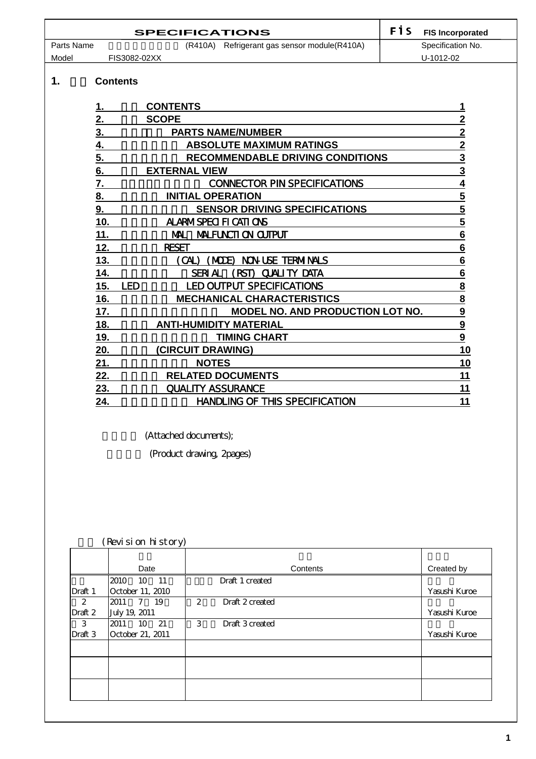| SPECIFICATIONS | | Fis FIS Incorporated |
|---|---|---|
| Parts Name | (R410A) Refrigerant gas sensor module(R410A) | Specification No. |
| Model | FIS3082-02XX | U-1012-02 |

## 1. Contents

| | | |
|---|---|---|
| 1. | CONTENTS | 1 |
| 2. | SCOPE | 2 |
| 3. | PARTS NAME/NUMBER | 2 |
| 4. | ABSOLUTE MAXIMUM RATINGS | 2 |
| 5. | RECOMMENDABLE DRIVING CONDITIONS | 3 |
| 6. | EXTERNAL VIEW | 3 |
| 7. | CONNECTOR PIN SPECIFICATIONS | 4 |
| 8. | INITIAL OPERATION | 5 |
| 9. | SENSOR DRIVING SPECIFICATIONS | 5 |
| 10. | ALARM SPECIFICATIONS | 5 |
| 11. | (MAL) MALFUNCTION OUTPUT | 6 |
| 12. | RESET | 6 |
| 13. | (CAL) (MODE) NON-USE TERMINALS | 6 |
| 14. | SERIAL (RST) QUALITY DATA | 6 |
| 15. | LED OUTPUT SPECIFICATIONS | 8 |
| 16. | MECHANICAL CHARACTERISTICS | 8 |
| 17. | MODEL NO. AND PRODUCTION LOT NO. | 9 |
| 18. | ANTI-HUMIDITY MATERIAL | 9 |
| 19. | TIMING CHART | 9 |
| 20. | (CIRCUIT DRAWING) | 10 |
| 21. | NOTES | 10 |
| 22. | RELATED DOCUMENTS | 11 |
| 23. | QUALITY ASSURANCE | 11 |
| 24. | HANDLING OF THIS SPECIFICATION | 11 |

(Attached documents);

(Product drawing, 2pages)

(Revision history)

| | Date | Contents | Created by |
|---|---|---|---|
| Draft 1 | 2010 10 11 October 11, 2010 | Draft 1 created | Yasushi Kuroe |
| 2 Draft 2 | 2011 7 19 July 19, 2011 | 2 Draft 2 created | Yasushi Kuroe |
| 3 Draft 3 | 2011 10 21 October 21, 2011 | 3 Draft 3 created | Yasushi Kuroe |
| | | | |
| | | | |
| | | | |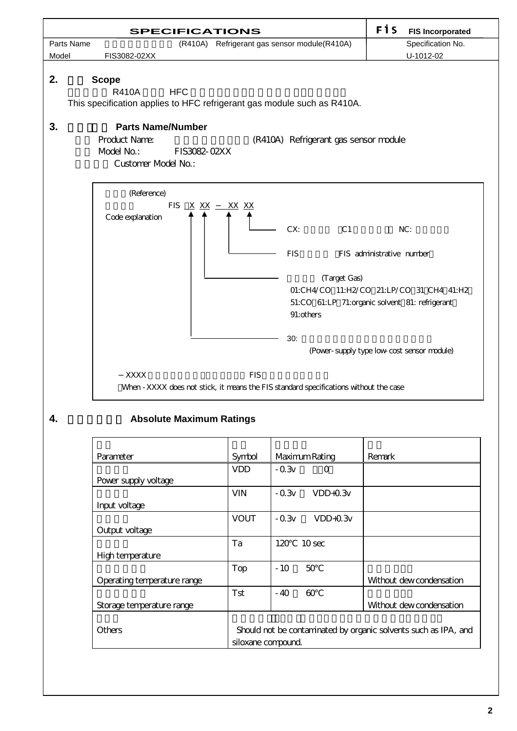| SPECIFICATIONS | | FIS Incorporated |
|---|---|---|
| Parts Name | (R410A) Refrigerant gas sensor module(R410A) | Specification No. |
| Model | FIS3082-02XX | U-1012-02 |

## 2. Scope

R410A HFC

This specification applies to HFC refrigerant gas module such as R410A.

## 3. Parts Name/Number

Product Name: (R410A) Refrigerant gas sensor module

Model No.: FIS3082-02XX

Customer Model No.:

(Reference)

FIS X XX − XX XX

Code explanation

CX: C1 NC:

FIS FIS administrative number

(Target Gas)
01:CH4/CO 11:H2/CO 21:LP/CO 31 CH4 41:H2
51:CO 61:LP 71:organic solvent 81: refrigerant
91:others

30:
(Power-supply type low-cost sensor module)

−XXXX FIS
When -XXXX does not stick, it means the FIS standard specifications without the case

## 4. Absolute Maximum Ratings

| Parameter | Symbol | Maximum Rating | Remark |
|---|---|---|---|
| Power supply voltage | VDD | -0.3v 0 | |
| Input voltage | VIN | -0.3v VDD+0.3v | |
| Output voltage | VOUT | -0.3v VDD+0.3v | |
| High temperature | Ta | 120°C 10 sec | |
| Operating temperature range | Top | -10 50°C | Without dew condensation |
| Storage temperature range | Tst | -40 60°C | Without dew condensation |
| Others | Should not be contaminated by organic solvents such as IPA, and siloxane compound. | | |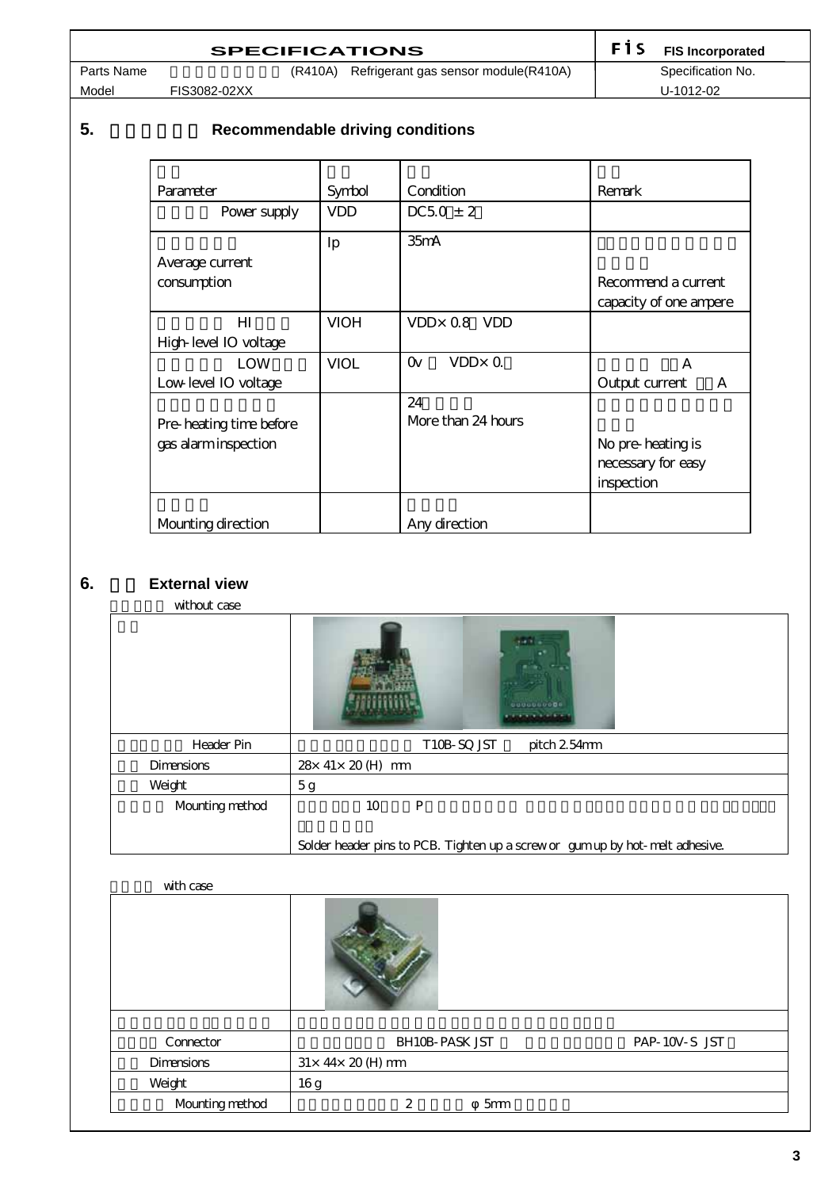## 5. Recommendable driving conditions

| Parameter | Symbol | Condition | Remark |
|---|---|---|---|
| Power supply | VDD | DC5.0 ± 2 | |
| Average current consumption | Ip | 35mA | Recommend a current capacity of one ampere |
| HI High-level IO voltage | VIOH | VDD× 0.8 VDD | |
| LOW Low-level IO voltage | VIOL | 0v VDD× 0. | A Output current A |
| Pre-heating time before gas alarm inspection | | 24 More than 24 hours | No pre-heating is necessary for easy inspection |
| Mounting direction | | Any direction | |

## 6. External view

without case

| | |
|---|---|
| | |
| Header Pin | T10B-SQ JST pitch 2.54mm |
| Dimensions | 28× 41× 20 (H) mm |
| Weight | 5 g |
| Mounting method | 10 P Solder header pins to PCB. Tighten up a screw or gum up by hot-melt adhesive. |

with case

| | |
|---|---|
| | |
| Connector | BH10B-PASK JST PAP-10V-S JST |
| Dimensions | 31× 44× 20 (H) mm |
| Weight | 16 g |
| Mounting method | 2 φ 5mm |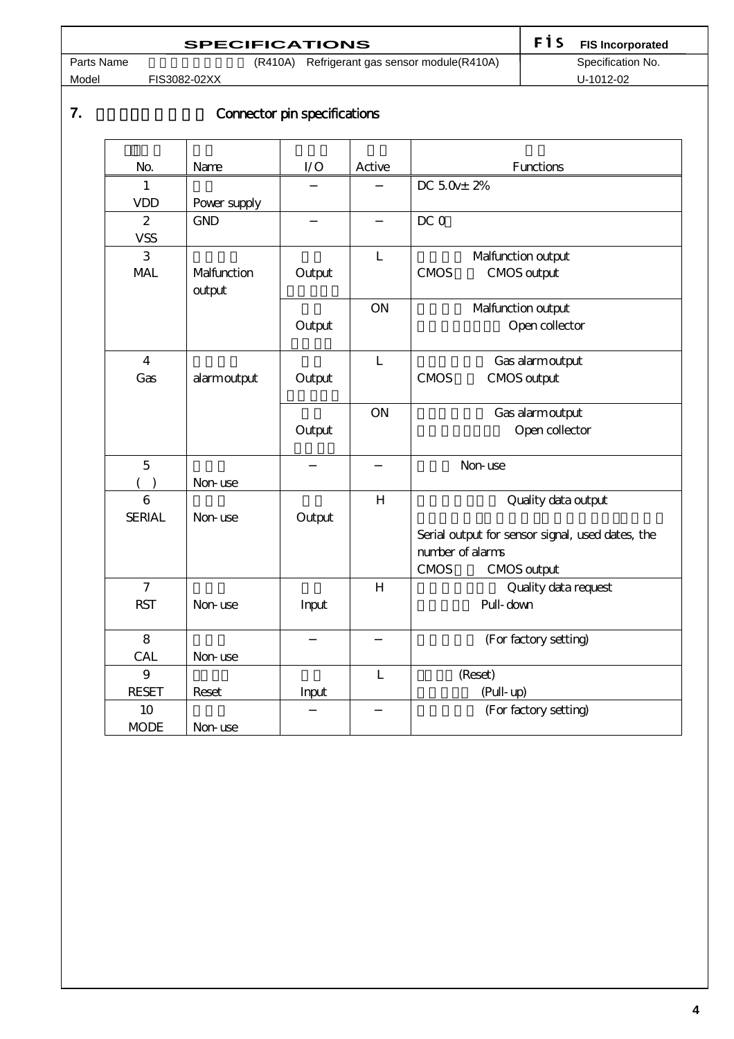| SPECIFICATIONS | | Fis FIS Incorporated |
|---|---|---|
| Parts Name | (R410A) Refrigerant gas sensor module(R410A) | Specification No. |
| Model | FIS3082-02XX | U-1012-02 |

## 7. Connector pin specifications

| No. | Name | I/O | Active | Functions |
|---|---|---|---|---|
| 1 VDD | Power supply | − | − | DC 5.0v± 2% |
| 2 VSS | GND | − | − | DC 0 |
| 3 MAL | Malfunction output | Output | L | Malfunction output CMOS CMOS output |
| | | Output | ON | Malfunction output Open collector |
| 4 Gas | alarm output | Output | L | Gas alarm output CMOS CMOS output |
| | | Output | ON | Gas alarm output Open collector |
| 5 ( ) | Non-use | − | − | Non-use |
| 6 SERIAL | Non-use | Output | H | Quality data output Serial output for sensor signal, used dates, the number of alarms CMOS CMOS output |
| 7 RST | Non-use | Input | H | Quality data request Pull-down |
| 8 CAL | Non-use | − | − | (For factory setting) |
| 9 RESET | Reset | Input | L | (Reset) (Pull-up) |
| 10 MODE | Non-use | − | − | (For factory setting) |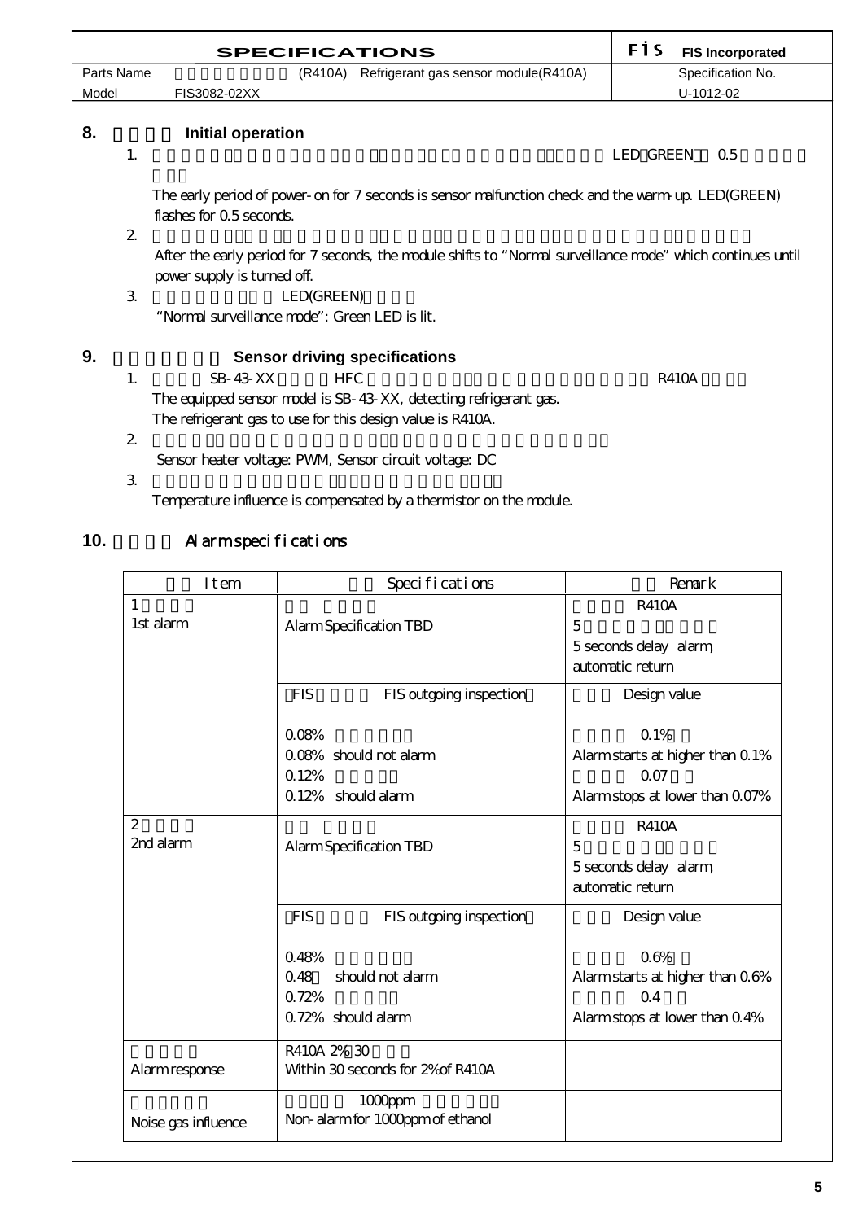| SPECIFICATIONS | FIS Incorporated |
|---|---|
| Parts Name (R410A) Refrigerant gas sensor module(R410A) | Specification No. |
| Model FIS3082-02XX | U-1012-02 |

## 8. Initial operation

1. LED GREEN 0.5

   The early period of power-on for 7 seconds is sensor malfunction check and the warm-up. LED(GREEN) flashes for 0.5 seconds.

2. After the early period for 7 seconds, the module shifts to "Normal surveillance mode" which continues until power supply is turned off.

3. LED(GREEN)

   "Normal surveillance mode": Green LED is lit.

## 9. Sensor driving specifications

1. SB-43-XX HFC R410A

   The equipped sensor model is SB-43-XX, detecting refrigerant gas.

   The refrigerant gas to use for this design value is R410A.

2. Sensor heater voltage: PWM, Sensor circuit voltage: DC

3. Temperature influence is compensated by a thermistor on the module.

## 10. Alarm specifications

| Item | Specifications | Remark |
|---|---|---|
| 1<br>1st alarm | Alarm Specification TBD | R410A<br>5<br>5 seconds delay alarm, automatic return |
| | FIS FIS outgoing inspection<br><br>0.08%<br>0.08% should not alarm<br>0.12%<br>0.12% should alarm | Design value<br><br>0.1%<br>Alarm starts at higher than 0.1%<br>0.07<br>Alarm stops at lower than 0.07% |
| 2<br>2nd alarm | Alarm Specification TBD | R410A<br>5<br>5 seconds delay alarm, automatic return |
| | FIS FIS outgoing inspection<br><br>0.48%<br>0.48 should not alarm<br>0.72%<br>0.72% should alarm | Design value<br><br>0.6%<br>Alarm starts at higher than 0.6%<br>0.4<br>Alarm stops at lower than 0.4% |
| Alarm response | R410A 2% 30<br>Within 30 seconds for 2% of R410A | |
| Noise gas influence | 1000ppm<br>Non-alarm for 1000ppm of ethanol | |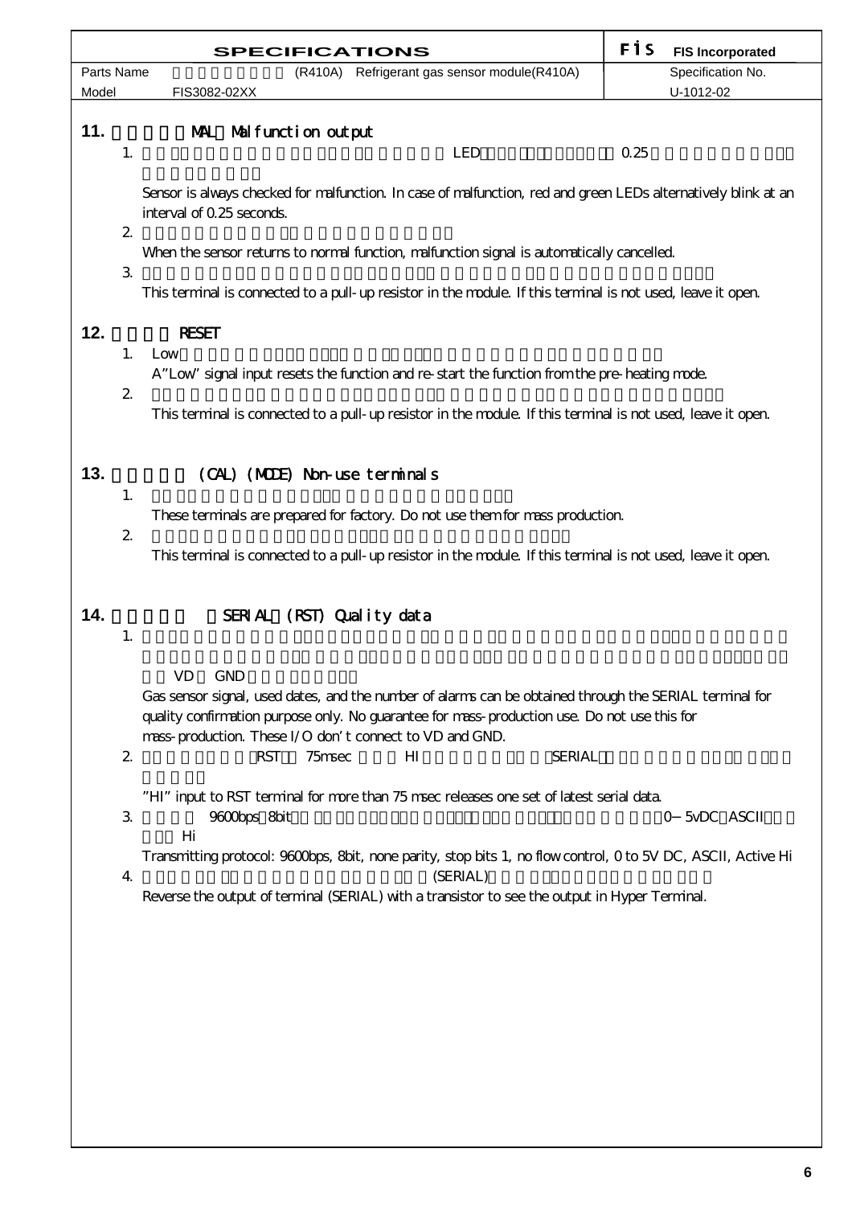## 11. MAL Malfunction output

1. LED 0.25

   Sensor is always checked for malfunction. In case of malfunction, red and green LEDs alternatively blink at an interval of 0.25 seconds.

2. When the sensor returns to normal function, malfunction signal is automatically cancelled.

3. This terminal is connected to a pull-up resistor in the module. If this terminal is not used, leave it open.

## 12. RESET

1. Low

   A"Low" signal input resets the function and re-start the function from the pre-heating mode.

2. This terminal is connected to a pull-up resistor in the module. If this terminal is not used, leave it open.

## 13. (CAL) (MODE) Non-use terminals

1. These terminals are prepared for factory. Do not use them for mass production.

2. This terminal is connected to a pull-up resistor in the module. If this terminal is not used, leave it open.

## 14. SERIAL (RST) Quality data

1. VD GND

   Gas sensor signal, used dates, and the number of alarms can be obtained through the SERIAL terminal for quality confirmation purpose only. No guarantee for mass-production use. Do not use this for mass-production. These I/O don't connect to VD and GND.

2. RST 75msec HI SERIAL

   "HI" input to RST terminal for more than 75 msec releases one set of latest serial data.

3. 9600bps 8bit 0 – 5vDC ASCII Hi

   Transmitting protocol: 9600bps, 8bit, none parity, stop bits 1, no flow control, 0 to 5V DC, ASCII, Active Hi

4. (SERIAL)

   Reverse the output of terminal (SERIAL) with a transistor to see the output in Hyper Terminal.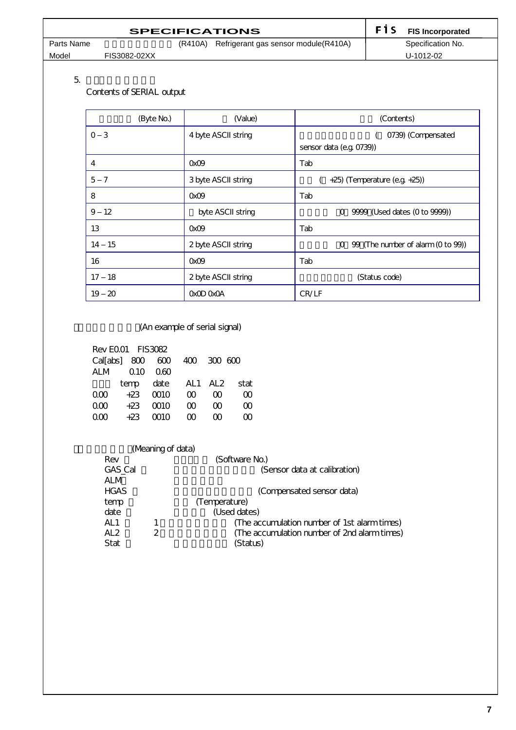| SPECIFICATIONS | | FIS Incorporated |
|---|---|---|
| Parts Name | (R410A) Refrigerant gas sensor module(R410A) | Specification No. |
| Model | FIS3082-02XX | U-1012-02 |

5.

Contents of SERIAL output

| (Byte No.) | (Value) | (Contents) |
|---|---|---|
| 0 – 3 | 4 byte ASCII string | ( 0739) (Compensated sensor data (e.g. 0739)) |
| 4 | 0x09 | Tab |
| 5 – 7 | 3 byte ASCII string | ( +25) (Temperature (e.g. +25)) |
| 8 | 0x09 | Tab |
| 9 – 12 | byte ASCII string | 0 9999 (Used dates (0 to 9999)) |
| 13 | 0x09 | Tab |
| 14 – 15 | 2 byte ASCII string | 0 99 (The number of alarm (0 to 99)) |
| 16 | 0x09 | Tab |
| 17 – 18 | 2 byte ASCII string | (Status code) |
| 19 – 20 | 0x0D 0x0A | CR/LF |

(An example of serial signal)

```
Rev E0.01   FIS3082
Cal[abs]   800    600    400    300  600
ALM        0.10   0.60
           temp   date    AL1   AL2    stat
0.00       +23    0010    00    00     00
0.00       +23    0010    00    00     00
0.00       +23    0010    00    00     00
```

(Meaning of data)

- Rev (Software No.)
- GAS_Cal (Sensor data at calibration)
- ALM
- HGAS (Compensated sensor data)
- temp (Temperature)
- date (Used dates)
- AL1 1 (The accumulation number of 1st alarm times)
- AL2 2 (The accumulation number of 2nd alarm times)
- Stat (Status)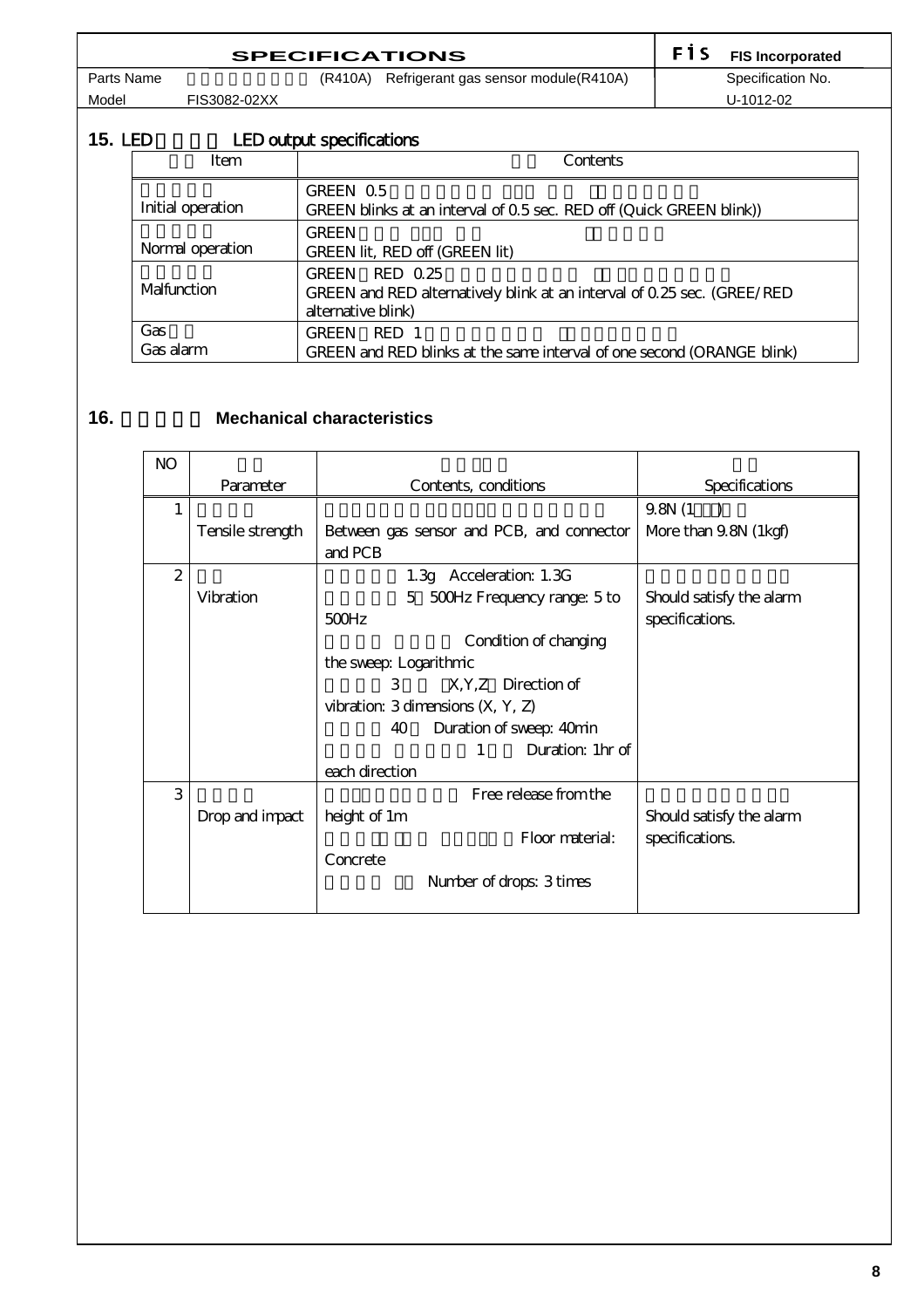| SPECIFICATIONS | | FIS FIS Incorporated |
|---|---|---|
| Parts Name | (R410A) Refrigerant gas sensor module(R410A) | Specification No. |
| Model | FIS3082-02XX | U-1012-02 |

## 15. LED LED output specifications

| Item | Contents |
|---|---|
| Initial operation | GREEN 0.5<br>GREEN blinks at an interval of 0.5 sec. RED off (Quick GREEN blink)) |
| Normal operation | GREEN<br>GREEN lit, RED off (GREEN lit) |
| Malfunction | GREEN RED 0.25<br>GREEN and RED alternatively blink at an interval of 0.25 sec. (GREE/RED alternative blink) |
| Gas<br>Gas alarm | GREEN RED 1<br>GREEN and RED blinks at the same interval of one second (ORANGE blink) |

## 16. Mechanical characteristics

| NO | Parameter | Contents, conditions | Specifications |
|---|---|---|---|
| 1 | Tensile strength | Between gas sensor and PCB, and connector and PCB | 9.8N (1 )<br>More than 9.8N (1kgf) |
| 2 | Vibration | 1.3g Acceleration: 1.3G<br>5 500Hz Frequency range: 5 to 500Hz<br>Condition of changing the sweep: Logarithmic<br>3 X,Y,Z Direction of vibration: 3 dimensions (X, Y, Z)<br>40 Duration of sweep: 40min<br>1 Duration: 1hr of each direction | Should satisfy the alarm specifications. |
| 3 | Drop and impact | Free release from the height of 1m<br>Floor material: Concrete<br>Number of drops: 3 times | Should satisfy the alarm specifications. |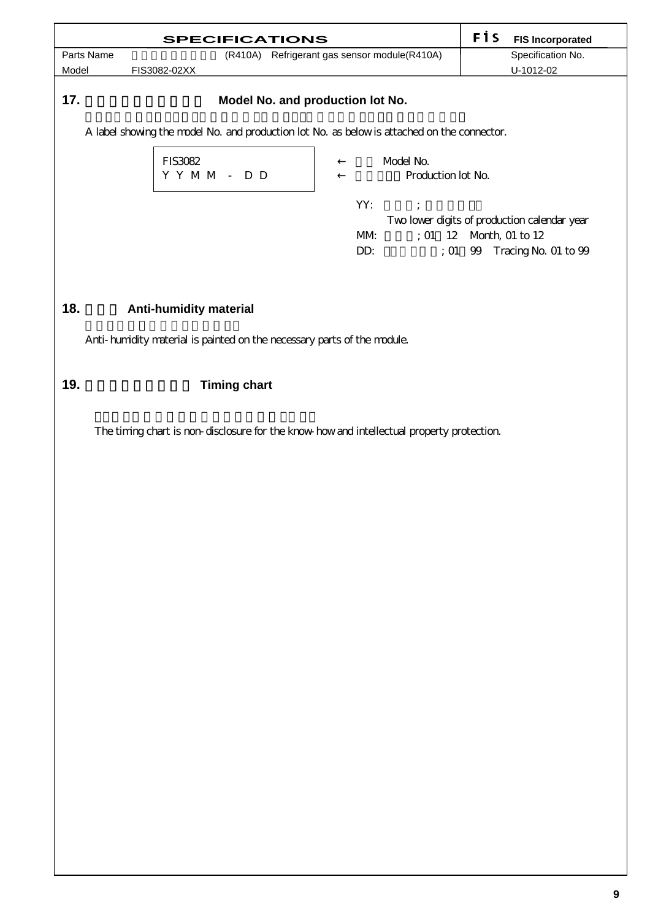| SPECIFICATIONS | | FIS Incorporated |
|---|---|---|
| Parts Name | (R410A) Refrigerant gas sensor module(R410A) | Specification No. |
| Model | FIS3082-02XX | U-1012-02 |

## 17. Model No. and production lot No.

A label showing the model No. and production lot No. as below is attached on the connector.

```
FIS3082          ← Model No.
YYMM - DD        ← Production lot No.
```

YY: Two lower digits of production calendar year

MM: ; 01 12 Month, 01 to 12

DD: ; 01 99 Tracing No. 01 to 99

## 18. Anti-humidity material

Anti-humidity material is painted on the necessary parts of the module.

## 19. Timing chart

The timing chart is non-disclosure for the know-how and intellectual property protection.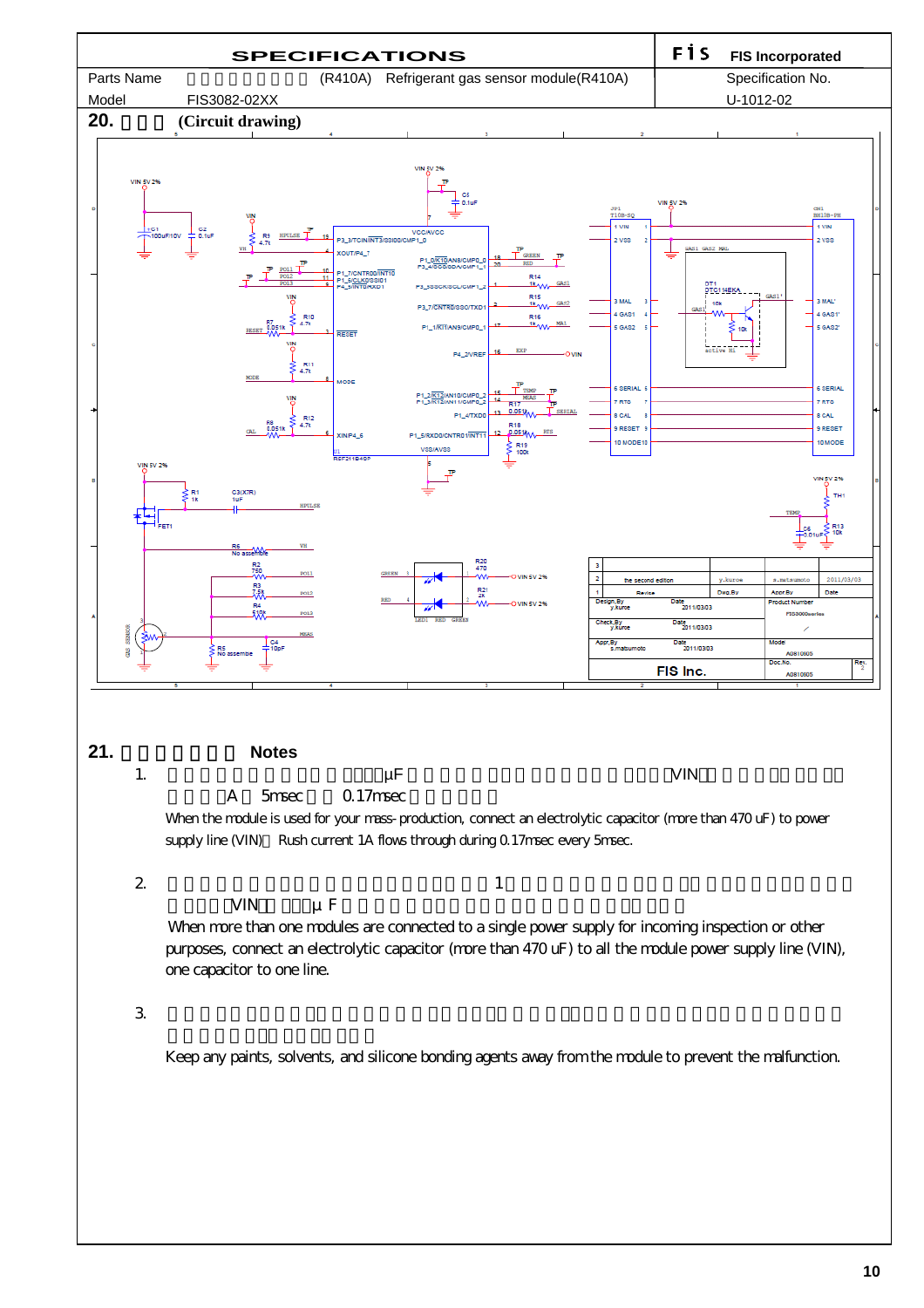| SPECIFICATIONS | | Fis FIS Incorporated |
|---|---|---|
| Parts Name | (R410A) Refrigerant gas sensor module(R410A) | Specification No. |
| Model | FIS3082-02XX | U-1012-02 |

## 20. (Circuit drawing)

## 21. Notes

1. μF VIN A 5msec 0.17msec

   When the module is used for your mass-production, connect an electrolytic capacitor (more than 470 uF) to power supply line (VIN). Rush current 1A flows through during 0.17msec every 5msec.

2. 1 VIN μF

   When more than one modules are connected to a single power supply for incoming inspection or other purposes, connect an electrolytic capacitor (more than 470 uF) to all the module power supply line (VIN), one capacitor to one line.

3. Keep any paints, solvents, and silicone bonding agents away from the module to prevent the malfunction.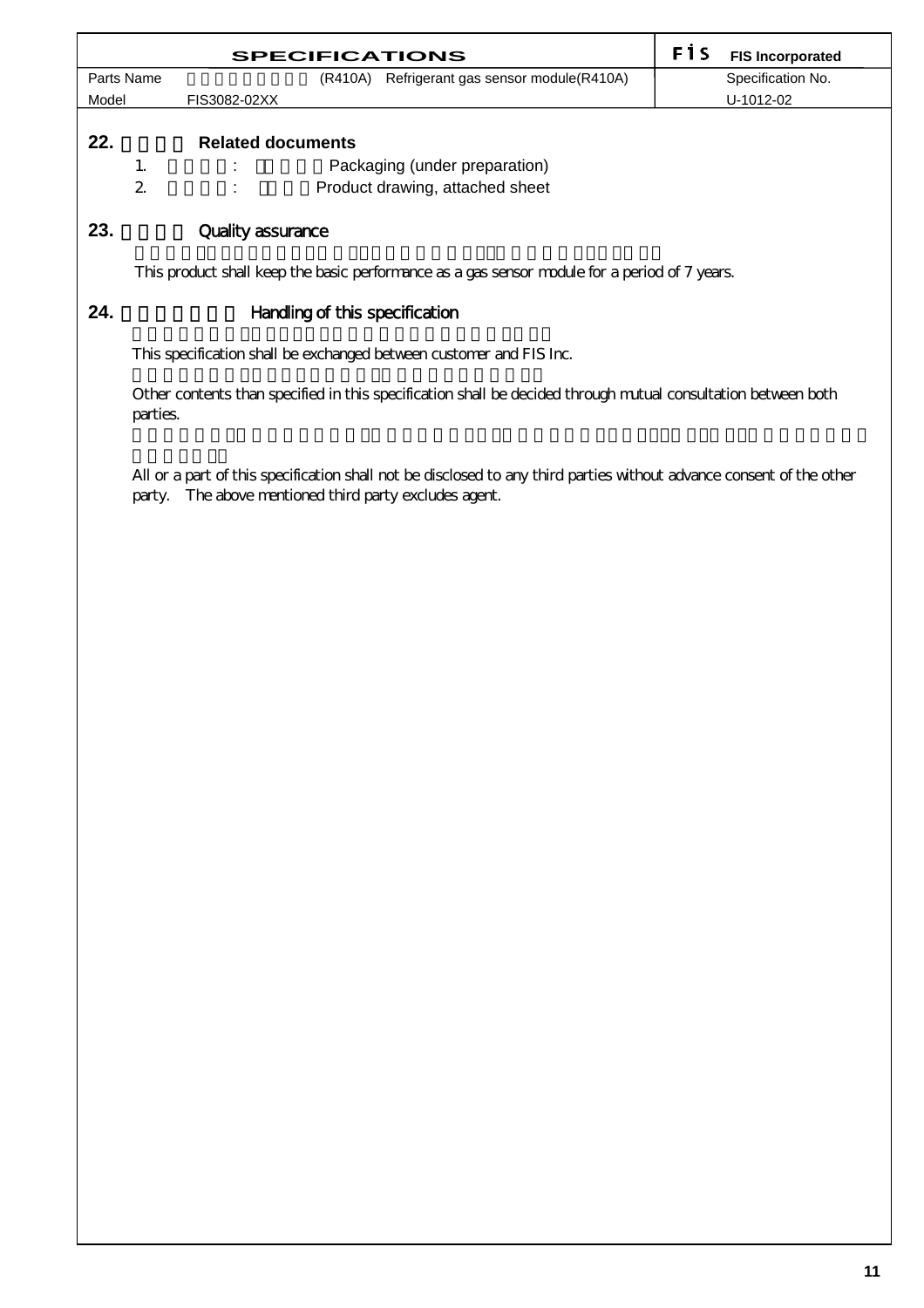## 22. Related documents

1. : Packaging (under preparation)
2. : Product drawing, attached sheet

## 23. Quality assurance

This product shall keep the basic performance as a gas sensor module for a period of 7 years.

## 24. Handling of this specification

This specification shall be exchanged between customer and FIS Inc.

Other contents than specified in this specification shall be decided through mutual consultation between both parties.

All or a part of this specification shall not be disclosed to any third parties without advance consent of the other party. The above mentioned third party excludes agent.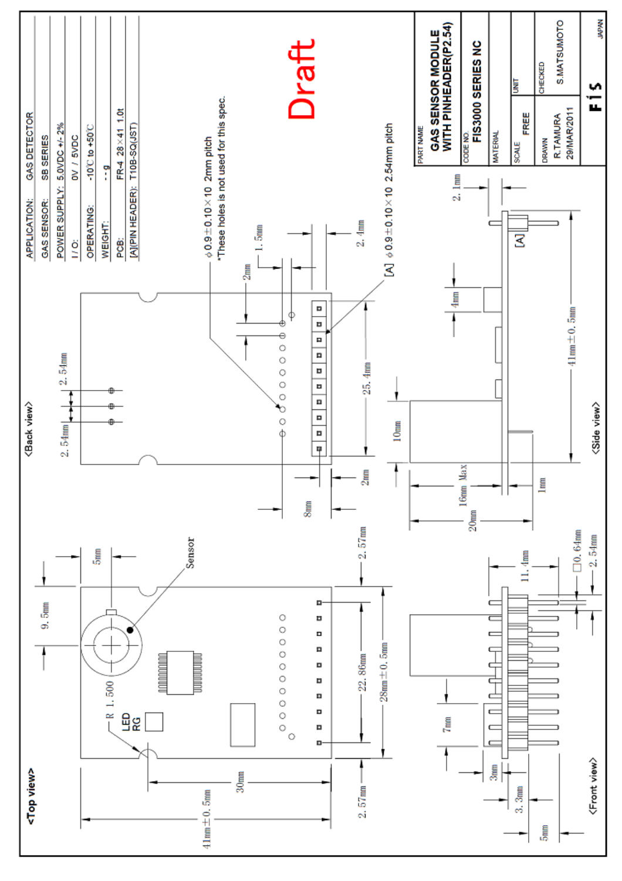APPLICATION: GAS DETECTOR
GAS SENSOR: SB SERIES
POWER SUPPLY: 5.0VDC +/- 2%
I / O: 0V / 5VDC
OPERATING: -10℃ to +50℃
WEIGHT: - - g
PCB: FR-4 28×41 1.0t
[A](PIN HEADER): T10B-SQ(JST)

Draft

<Back view>

φ0.9±0.10×10 2mm pitch
*These holes is not used for this spec.

[A] φ0.9±0.10×10 2.54mm pitch

2.54mm
2.54mm
1.5mm
2mm
2.4mm
25.4mm
2mm
8mm

<Side view>

2.1mm
4mm
[A]
10mm
16mm Max
20mm
1mm
41mm±0.5mm

<Top view>

Sensor
9.5mm
5mm
R 1.500
LED RG
2.57mm
22.86mm
28mm±0.5mm
2.57mm
30mm
41mm±0.5mm

<Front view>

11.4mm
□0.64mm
2.54mm
7mm
3mm
3.3mm
5mm

| | |
|---|---|
| PART NAME | GAS SENSOR MODULE WITH PINHEADER(P2.54) |
| CODE NO. | FIS3000 SERIES NC |
| MATERIAL | |
| SCALE | FREE |
| UNIT | |
| DRAWN | R.TAMURA 29/MAR/2011 |
| CHECKED | S.MATSUMOTO |
| FiS | JAPAN |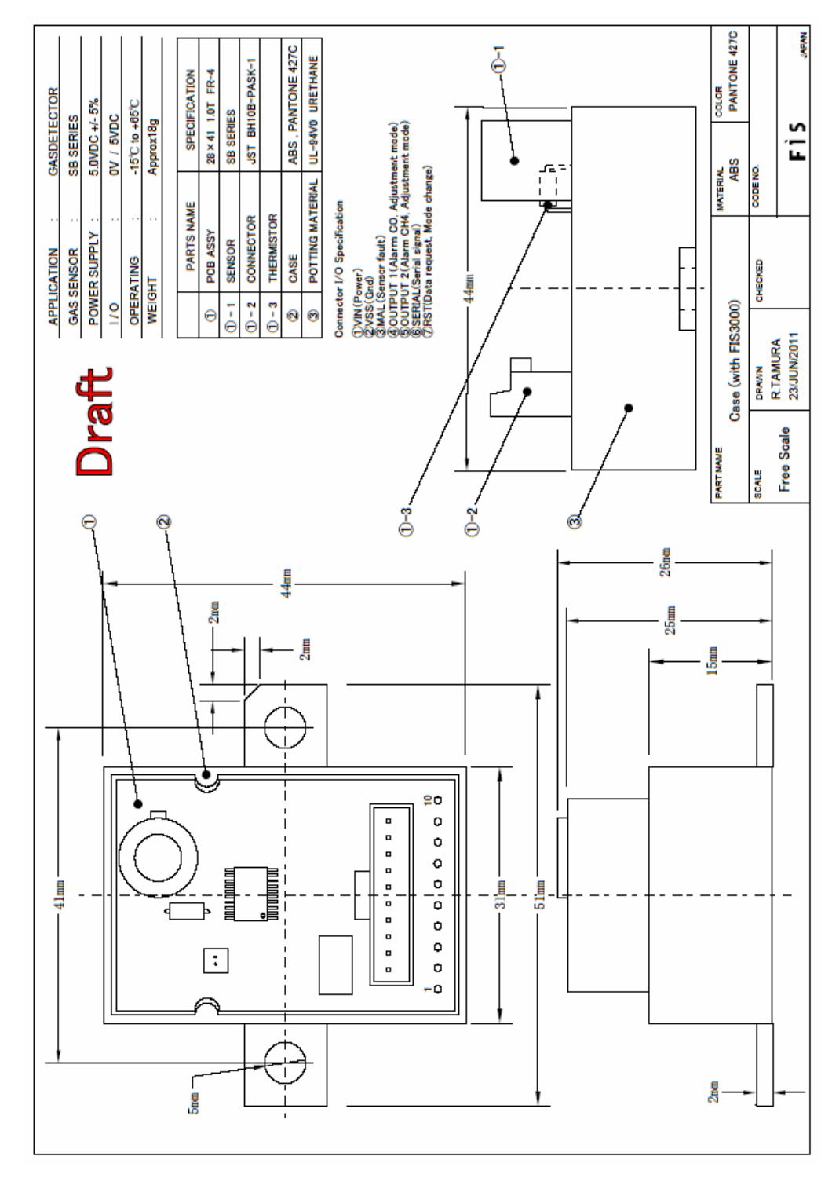# Draft

| | |
|---|---|
| APPLICATION | : GASDETECTOR |
| GAS SENSOR | : SB SERIES |
| POWER SUPPLY | : 5.0VDC +/- 5% |
| I / O | : 0V / 5VDC |
| OPERATING | : -15℃ to +65℃ |
| WEIGHT | : Approx18g |

| | PARTS NAME | SPECIFICATION |
|---|---|---|
| ① | PCB ASSY | 28×41 1.0T FR-4 |
| ①-1 | SENSOR | SB SERIES |
| ①-2 | CONNECTOR | JST BH10B-PASK-1 |
| ①-3 | THERMISTOR | |
| ② | CASE | ABS , PANTONE 427C |
| ③ | POTTING MATERIAL | UL-94V0 URETHANE |

Connector I/O Specification

①VIN(Power)
②VSS(Gnd)
③MAL(Sensor fault)
④OUTPUT 1(Alarm CO, Adjustment mode)
⑤OUTPUT 2(Alarm CH4, Adjustment mode)
⑥SERIAL(Serial signal)
⑦RST(Data request, Mode change)

41mm
44mm
2mm
2mm
5mm
31mm
51mm
1
10
26mm
25mm
15mm
2mm
44mm
①
②
①-1
①-2
①-3
③

| | | | |
|---|---|---|---|
| PART NAME | Case (with FIS3000) | MATERIAL ABS | COLOR PANTONE 427C |
| SCALE Free Scale | DRAWN R.TAMURA 23/JUN/2011 | CHECKED | CODE NO. |
| | | | FiS JAPAN |